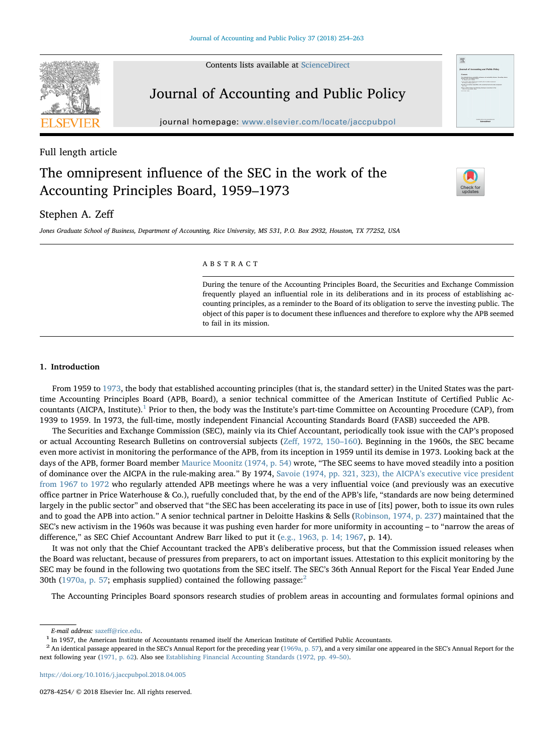Full length article

# The omnipresent influence of the SEC in the work of the Accounting Principles Board, 1959–1973

Stephen A. Zeff

*Jones Graduate School of Business, Department of Accounting, Rice University, MS 531, P.O. Box 2932, Houston, TX 77252, USA*

## ABSTRACT

During the tenure of the Accounting Principles Board, the Securities and Exchange Commission frequently played an influential role in its deliberations and in its process of establishing accounting principles, as a reminder to the Board of its obligation to serve the investing public. The object of this paper is to document these influences and therefore to explore why the APB seemed to fail in its mission.

## 1. Introduction

From 1959 to 1973, the body that established accounting principles (that is, the standard setter) in the United States was the part-time Accounting Principles Board (APB, Board), a senior technical committee of the American Institute of Certified Public Accountants (AICPA, Institute).[1] Prior to then, the body was the Institute's part-time Committee on Accounting Procedure (CAP), from 1939 to 1959. In 1973, the full-time, mostly independent Financial Accounting Standards Board (FASB) succeeded the APB.

The Securities and Exchange Commission (SEC), mainly via its Chief Accountant, periodically took issue with the CAP's proposed or actual Accounting Research Bulletins on controversial subjects (Zeff, 1972, 150–160). Beginning in the 1960s, the SEC became even more activist in monitoring the performance of the APB, from its inception in 1959 until its demise in 1973. Looking back at the days of the APB, former Board member Maurice Moonitz (1974, p. 54) wrote, "The SEC seems to have moved steadily into a position of dominance over the AICPA in the rule-making area." By 1974, Savoie (1974, pp. 321, 323), the AICPA's executive vice president from 1967 to 1972 who regularly attended APB meetings where he was a very influential voice (and previously was an executive office partner in Price Waterhouse & Co.), ruefully concluded that, by the end of the APB's life, "standards are now being determined largely in the public sector" and observed that "the SEC has been accelerating its pace in use of [its] power, both to issue its own rules and to goad the APB into action." A senior technical partner in Deloitte Haskins & Sells (Robinson, 1974, p. 237) maintained that the SEC's new activism in the 1960s was because it was pushing even harder for more uniformity in accounting – to "narrow the areas of difference," as SEC Chief Accountant Andrew Barr liked to put it (e.g., 1963, p. 14; 1967, p. 14).

It was not only that the Chief Accountant tracked the APB's deliberative process, but that the Commission issued releases when the Board was reluctant, because of pressures from preparers, to act on important issues. Attestation to this explicit monitoring by the SEC may be found in the following two quotations from the SEC itself. The SEC's 36th Annual Report for the Fiscal Year Ended June 30th (1970a, p. 57; emphasis supplied) contained the following passage:[2]

The Accounting Principles Board sponsors research studies of problem areas in accounting and formulates formal opinions and

---

E-mail address: sazeff@rice.edu.

[1] In 1957, the American Institute of Accountants renamed itself the American Institute of Certified Public Accountants.

[2] An identical passage appeared in the SEC's Annual Report for the preceding year (1969a, p. 57), and a very similar one appeared in the SEC's Annual Report for the next following year (1971, p. 62). Also see Establishing Financial Accounting Standards (1972, pp. 49–50).

https://doi.org/10.1016/j.jaccpubpol.2018.04.005

0278-4254/ © 2018 Elsevier Inc. All rights reserved.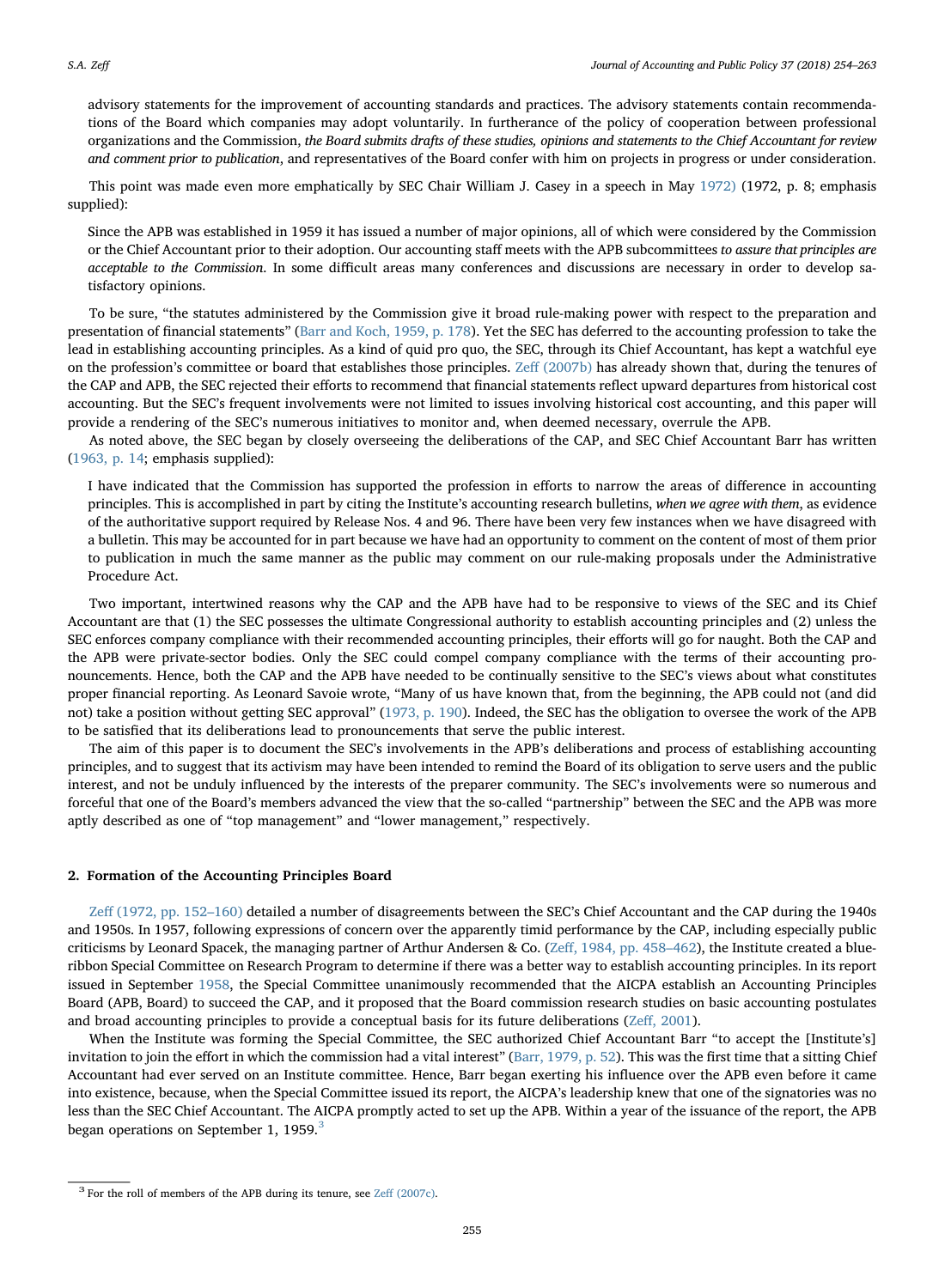advisory statements for the improvement of accounting standards and practices. The advisory statements contain recommendations of the Board which companies may adopt voluntarily. In furtherance of the policy of cooperation between professional organizations and the Commission, *the Board submits drafts of these studies, opinions and statements to the Chief Accountant for review and comment prior to publication*, and representatives of the Board confer with him on projects in progress or under consideration.

This point was made even more emphatically by SEC Chair William J. Casey in a speech in May 1972) (1972, p. 8; emphasis supplied):

> Since the APB was established in 1959 it has issued a number of major opinions, all of which were considered by the Commission or the Chief Accountant prior to their adoption. Our accounting staff meets with the APB subcommittees *to assure that principles are acceptable to the Commission*. In some difficult areas many conferences and discussions are necessary in order to develop satisfactory opinions.

To be sure, "the statutes administered by the Commission give it broad rule-making power with respect to the preparation and presentation of financial statements" (Barr and Koch, 1959, p. 178). Yet the SEC has deferred to the accounting profession to take the lead in establishing accounting principles. As a kind of quid pro quo, the SEC, through its Chief Accountant, has kept a watchful eye on the profession's committee or board that establishes those principles. Zeff (2007b) has already shown that, during the tenures of the CAP and APB, the SEC rejected their efforts to recommend that financial statements reflect upward departures from historical cost accounting. But the SEC's frequent involvements were not limited to issues involving historical cost accounting, and this paper will provide a rendering of the SEC's numerous initiatives to monitor and, when deemed necessary, overrule the APB.

As noted above, the SEC began by closely overseeing the deliberations of the CAP, and SEC Chief Accountant Barr has written (1963, p. 14; emphasis supplied):

> I have indicated that the Commission has supported the profession in efforts to narrow the areas of difference in accounting principles. This is accomplished in part by citing the Institute's accounting research bulletins, *when we agree with them*, as evidence of the authoritative support required by Release Nos. 4 and 96. There have been very few instances when we have disagreed with a bulletin. This may be accounted for in part because we have had an opportunity to comment on the content of most of them prior to publication in much the same manner as the public may comment on our rule-making proposals under the Administrative Procedure Act.

Two important, intertwined reasons why the CAP and the APB have had to be responsive to views of the SEC and its Chief Accountant are that (1) the SEC possesses the ultimate Congressional authority to establish accounting principles and (2) unless the SEC enforces company compliance with their recommended accounting principles, their efforts will go for naught. Both the CAP and the APB were private-sector bodies. Only the SEC could compel company compliance with the terms of their accounting pronouncements. Hence, both the CAP and the APB have needed to be continually sensitive to the SEC's views about what constitutes proper financial reporting. As Leonard Savoie wrote, "Many of us have known that, from the beginning, the APB could not (and did not) take a position without getting SEC approval" (1973, p. 190). Indeed, the SEC has the obligation to oversee the work of the APB to be satisfied that its deliberations lead to pronouncements that serve the public interest.

The aim of this paper is to document the SEC's involvements in the APB's deliberations and process of establishing accounting principles, and to suggest that its activism may have been intended to remind the Board of its obligation to serve users and the public interest, and not be unduly influenced by the interests of the preparer community. The SEC's involvements were so numerous and forceful that one of the Board's members advanced the view that the so-called "partnership" between the SEC and the APB was more aptly described as one of "top management" and "lower management," respectively.

## 2. Formation of the Accounting Principles Board

Zeff (1972, pp. 152–160) detailed a number of disagreements between the SEC's Chief Accountant and the CAP during the 1940s and 1950s. In 1957, following expressions of concern over the apparently timid performance by the CAP, including especially public criticisms by Leonard Spacek, the managing partner of Arthur Andersen & Co. (Zeff, 1984, pp. 458–462), the Institute created a blue-ribbon Special Committee on Research Program to determine if there was a better way to establish accounting principles. In its report issued in September 1958, the Special Committee unanimously recommended that the AICPA establish an Accounting Principles Board (APB, Board) to succeed the CAP, and it proposed that the Board commission research studies on basic accounting postulates and broad accounting principles to provide a conceptual basis for its future deliberations (Zeff, 2001).

When the Institute was forming the Special Committee, the SEC authorized Chief Accountant Barr "to accept the [Institute's] invitation to join the effort in which the commission had a vital interest" (Barr, 1979, p. 52). This was the first time that a sitting Chief Accountant had ever served on an Institute committee. Hence, Barr began exerting his influence over the APB even before it came into existence, because, when the Special Committee issued its report, the AICPA's leadership knew that one of the signatories was no less than the SEC Chief Accountant. The AICPA promptly acted to set up the APB. Within a year of the issuance of the report, the APB began operations on September 1, 1959.[3]

[3] For the roll of members of the APB during its tenure, see Zeff (2007c).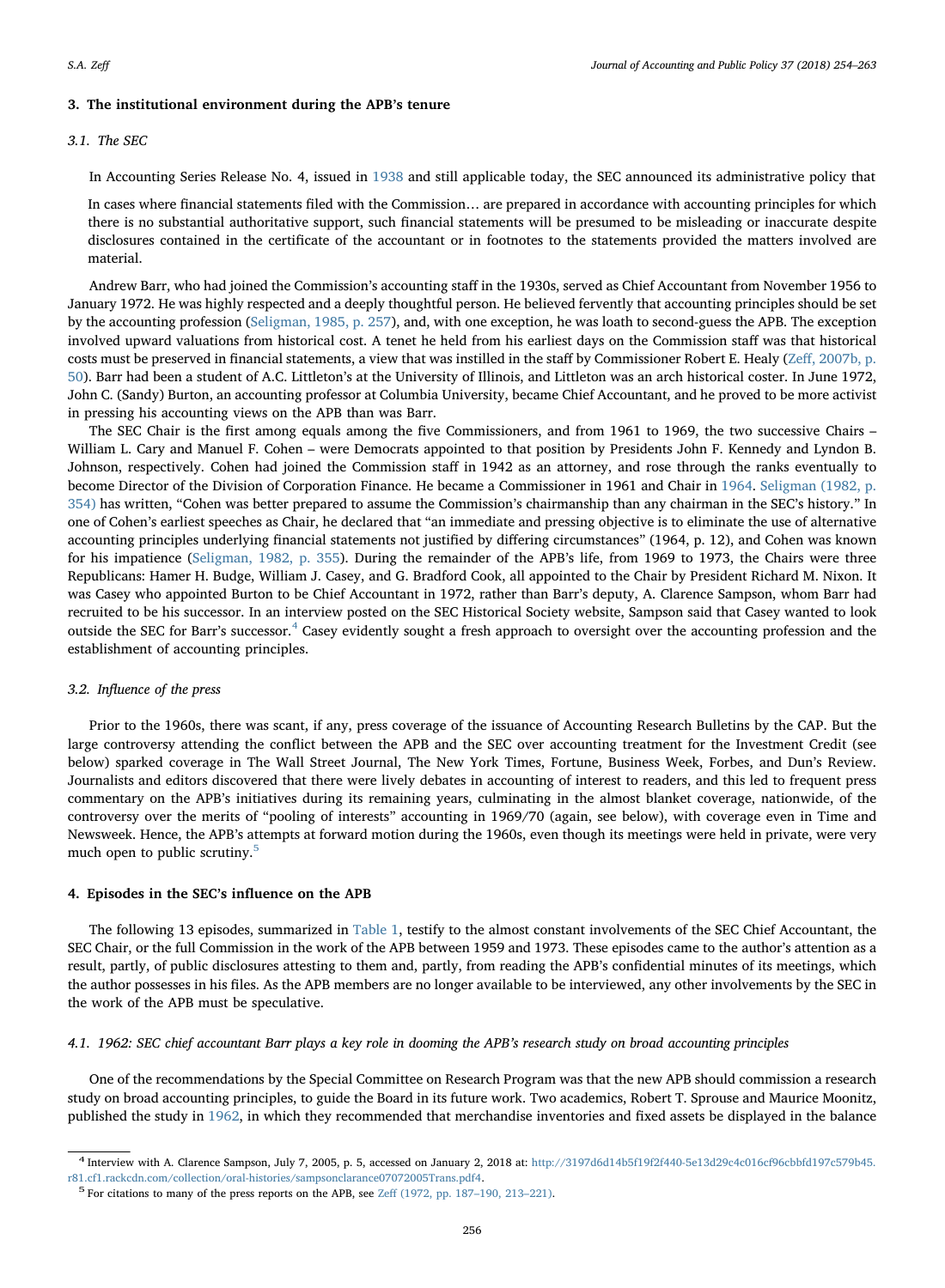## 3. The institutional environment during the APB's tenure

### 3.1. The SEC

In Accounting Series Release No. 4, issued in 1938 and still applicable today, the SEC announced its administrative policy that

> In cases where financial statements filed with the Commission… are prepared in accordance with accounting principles for which there is no substantial authoritative support, such financial statements will be presumed to be misleading or inaccurate despite disclosures contained in the certificate of the accountant or in footnotes to the statements provided the matters involved are material.

Andrew Barr, who had joined the Commission's accounting staff in the 1930s, served as Chief Accountant from November 1956 to January 1972. He was highly respected and a deeply thoughtful person. He believed fervently that accounting principles should be set by the accounting profession (Seligman, 1985, p. 257), and, with one exception, he was loath to second-guess the APB. The exception involved upward valuations from historical cost. A tenet he held from his earliest days on the Commission staff was that historical costs must be preserved in financial statements, a view that was instilled in the staff by Commissioner Robert E. Healy (Zeff, 2007b, p. 50). Barr had been a student of A.C. Littleton's at the University of Illinois, and Littleton was an arch historical coster. In June 1972, John C. (Sandy) Burton, an accounting professor at Columbia University, became Chief Accountant, and he proved to be more activist in pressing his accounting views on the APB than was Barr.

The SEC Chair is the first among equals among the five Commissioners, and from 1961 to 1969, the two successive Chairs – William L. Cary and Manuel F. Cohen – were Democrats appointed to that position by Presidents John F. Kennedy and Lyndon B. Johnson, respectively. Cohen had joined the Commission staff in 1942 as an attorney, and rose through the ranks eventually to become Director of the Division of Corporation Finance. He became a Commissioner in 1961 and Chair in 1964. Seligman (1982, p. 354) has written, "Cohen was better prepared to assume the Commission's chairmanship than any chairman in the SEC's history." In one of Cohen's earliest speeches as Chair, he declared that "an immediate and pressing objective is to eliminate the use of alternative accounting principles underlying financial statements not justified by differing circumstances" (1964, p. 12), and Cohen was known for his impatience (Seligman, 1982, p. 355). During the remainder of the APB's life, from 1969 to 1973, the Chairs were three Republicans: Hamer H. Budge, William J. Casey, and G. Bradford Cook, all appointed to the Chair by President Richard M. Nixon. It was Casey who appointed Burton to be Chief Accountant in 1972, rather than Barr's deputy, A. Clarence Sampson, whom Barr had recruited to be his successor. In an interview posted on the SEC Historical Society website, Sampson said that Casey wanted to look outside the SEC for Barr's successor.[4] Casey evidently sought a fresh approach to oversight over the accounting profession and the establishment of accounting principles.

### 3.2. Influence of the press

Prior to the 1960s, there was scant, if any, press coverage of the issuance of Accounting Research Bulletins by the CAP. But the large controversy attending the conflict between the APB and the SEC over accounting treatment for the Investment Credit (see below) sparked coverage in The Wall Street Journal, The New York Times, Fortune, Business Week, Forbes, and Dun's Review. Journalists and editors discovered that there were lively debates in accounting of interest to readers, and this led to frequent press commentary on the APB's initiatives during its remaining years, culminating in the almost blanket coverage, nationwide, of the controversy over the merits of "pooling of interests" accounting in 1969/70 (again, see below), with coverage even in Time and Newsweek. Hence, the APB's attempts at forward motion during the 1960s, even though its meetings were held in private, were very much open to public scrutiny.[5]

## 4. Episodes in the SEC's influence on the APB

The following 13 episodes, summarized in Table 1, testify to the almost constant involvements of the SEC Chief Accountant, the SEC Chair, or the full Commission in the work of the APB between 1959 and 1973. These episodes came to the author's attention as a result, partly, of public disclosures attesting to them and, partly, from reading the APB's confidential minutes of its meetings, which the author possesses in his files. As the APB members are no longer available to be interviewed, any other involvements by the SEC in the work of the APB must be speculative.

### 4.1. 1962: SEC chief accountant Barr plays a key role in dooming the APB's research study on broad accounting principles

One of the recommendations by the Special Committee on Research Program was that the new APB should commission a research study on broad accounting principles, to guide the Board in its future work. Two academics, Robert T. Sprouse and Maurice Moonitz, published the study in 1962, in which they recommended that merchandise inventories and fixed assets be displayed in the balance

---

[4] Interview with A. Clarence Sampson, July 7, 2005, p. 5, accessed on January 2, 2018 at: http://3197d6d14b5f19f2f440-5e13d29c4c016cf96cbbfd197c579b45.r81.cf1.rackcdn.com/collection/oral-histories/sampsonclarance07072005Trans.pdf4.

[5] For citations to many of the press reports on the APB, see Zeff (1972, pp. 187–190, 213–221).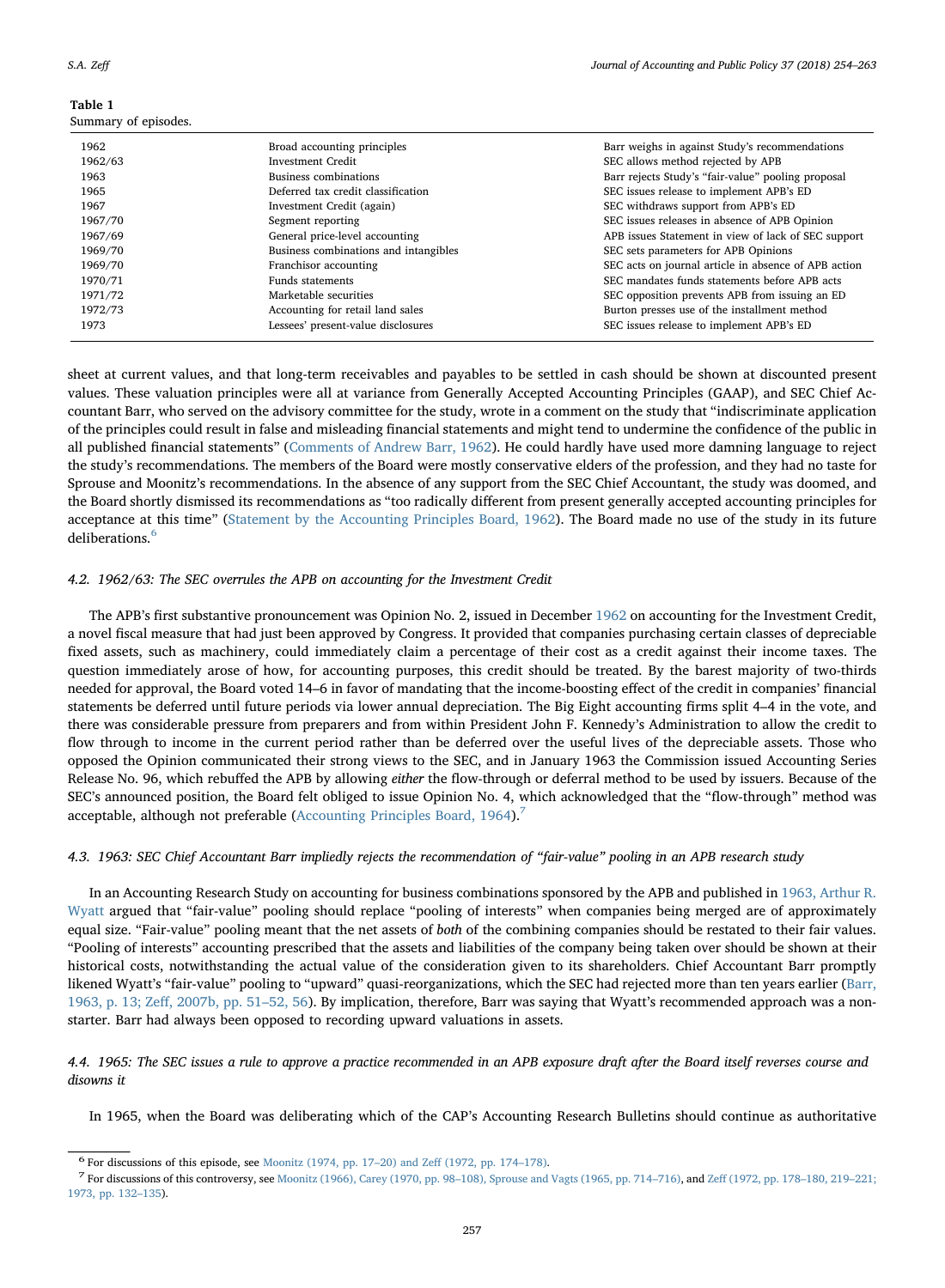**Table 1**
Summary of episodes.

| | | |
|---|---|---|
| 1962 | Broad accounting principles | Barr weighs in against Study's recommendations |
| 1962/63 | Investment Credit | SEC allows method rejected by APB |
| 1963 | Business combinations | Barr rejects Study's "fair-value" pooling proposal |
| 1965 | Deferred tax credit classification | SEC issues release to implement APB's ED |
| 1967 | Investment Credit (again) | SEC withdraws support from APB's ED |
| 1967/70 | Segment reporting | SEC issues releases in absence of APB Opinion |
| 1967/69 | General price-level accounting | APB issues Statement in view of lack of SEC support |
| 1969/70 | Business combinations and intangibles | SEC sets parameters for APB Opinions |
| 1969/70 | Franchisor accounting | SEC acts on journal article in absence of APB action |
| 1970/71 | Funds statements | SEC mandates funds statements before APB acts |
| 1971/72 | Marketable securities | SEC opposition prevents APB from issuing an ED |
| 1972/73 | Accounting for retail land sales | Burton presses use of the installment method |
| 1973 | Lessees' present-value disclosures | SEC issues release to implement APB's ED |

sheet at current values, and that long-term receivables and payables to be settled in cash should be shown at discounted present values. These valuation principles were all at variance from Generally Accepted Accounting Principles (GAAP), and SEC Chief Accountant Barr, who served on the advisory committee for the study, wrote in a comment on the study that "indiscriminate application of the principles could result in false and misleading financial statements and might tend to undermine the confidence of the public in all published financial statements" (Comments of Andrew Barr, 1962). He could hardly have used more damning language to reject the study's recommendations. The members of the Board were mostly conservative elders of the profession, and they had no taste for Sprouse and Moonitz's recommendations. In the absence of any support from the SEC Chief Accountant, the study was doomed, and the Board shortly dismissed its recommendations as "too radically different from present generally accepted accounting principles for acceptance at this time" (Statement by the Accounting Principles Board, 1962). The Board made no use of the study in its future deliberations.[6]

### 4.2. 1962/63: The SEC overrules the APB on accounting for the Investment Credit

The APB's first substantive pronouncement was Opinion No. 2, issued in December 1962 on accounting for the Investment Credit, a novel fiscal measure that had just been approved by Congress. It provided that companies purchasing certain classes of depreciable fixed assets, such as machinery, could immediately claim a percentage of their cost as a credit against their income taxes. The question immediately arose of how, for accounting purposes, this credit should be treated. By the barest majority of two-thirds needed for approval, the Board voted 14–6 in favor of mandating that the income-boosting effect of the credit in companies' financial statements be deferred until future periods via lower annual depreciation. The Big Eight accounting firms split 4–4 in the vote, and there was considerable pressure from preparers and from within President John F. Kennedy's Administration to allow the credit to flow through to income in the current period rather than be deferred over the useful lives of the depreciable assets. Those who opposed the Opinion communicated their strong views to the SEC, and in January 1963 the Commission issued Accounting Series Release No. 96, which rebuffed the APB by allowing *either* the flow-through or deferral method to be used by issuers. Because of the SEC's announced position, the Board felt obliged to issue Opinion No. 4, which acknowledged that the "flow-through" method was acceptable, although not preferable (Accounting Principles Board, 1964).[7]

### 4.3. 1963: SEC Chief Accountant Barr impliedly rejects the recommendation of "fair-value" pooling in an APB research study

In an Accounting Research Study on accounting for business combinations sponsored by the APB and published in 1963, Arthur R. Wyatt argued that "fair-value" pooling should replace "pooling of interests" when companies being merged are of approximately equal size. "Fair-value" pooling meant that the net assets of *both* of the combining companies should be restated to their fair values. "Pooling of interests" accounting prescribed that the assets and liabilities of the company being taken over should be shown at their historical costs, notwithstanding the actual value of the consideration given to its shareholders. Chief Accountant Barr promptly likened Wyatt's "fair-value" pooling to "upward" quasi-reorganizations, which the SEC had rejected more than ten years earlier (Barr, 1963, p. 13; Zeff, 2007b, pp. 51–52, 56). By implication, therefore, Barr was saying that Wyatt's recommended approach was a non-starter. Barr had always been opposed to recording upward valuations in assets.

### 4.4. 1965: The SEC issues a rule to approve a practice recommended in an APB exposure draft after the Board itself reverses course and disowns it

In 1965, when the Board was deliberating which of the CAP's Accounting Research Bulletins should continue as authoritative

[6] For discussions of this episode, see Moonitz (1974, pp. 17–20) and Zeff (1972, pp. 174–178).

[7] For discussions of this controversy, see Moonitz (1966), Carey (1970, pp. 98–108), Sprouse and Vagts (1965, pp. 714–716), and Zeff (1972, pp. 178–180, 219–221; 1973, pp. 132–135).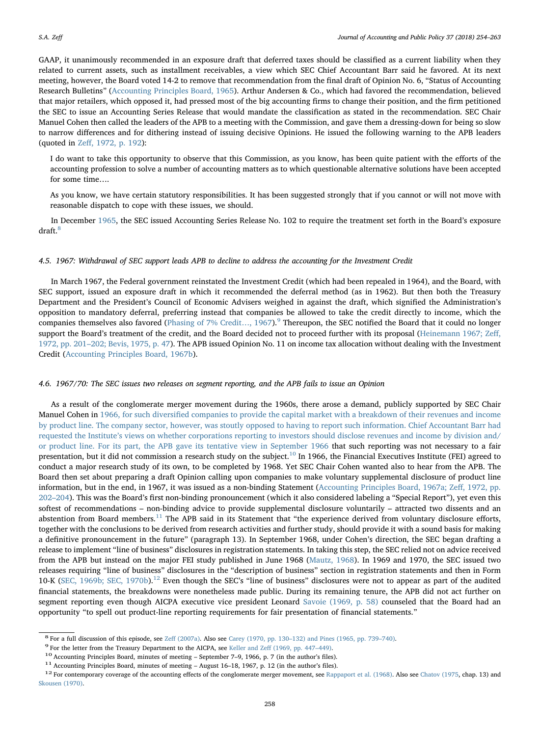GAAP, it unanimously recommended in an exposure draft that deferred taxes should be classified as a current liability when they related to current assets, such as installment receivables, a view which SEC Chief Accountant Barr said he favored. At its next meeting, however, the Board voted 14-2 to remove that recommendation from the final draft of Opinion No. 6, "Status of Accounting Research Bulletins" (Accounting Principles Board, 1965). Arthur Andersen & Co., which had favored the recommendation, believed that major retailers, which opposed it, had pressed most of the big accounting firms to change their position, and the firm petitioned the SEC to issue an Accounting Series Release that would mandate the classification as stated in the recommendation. SEC Chair Manuel Cohen then called the leaders of the APB to a meeting with the Commission, and gave them a dressing-down for being so slow to narrow differences and for dithering instead of issuing decisive Opinions. He issued the following warning to the APB leaders (quoted in Zeff, 1972, p. 192):

> I do want to take this opportunity to observe that this Commission, as you know, has been quite patient with the efforts of the accounting profession to solve a number of accounting matters as to which questionable alternative solutions have been accepted for some time….
>
> As you know, we have certain statutory responsibilities. It has been suggested strongly that if you cannot or will not move with reasonable dispatch to cope with these issues, we should.

In December 1965, the SEC issued Accounting Series Release No. 102 to require the treatment set forth in the Board's exposure draft.[8]

### 4.5. 1967: Withdrawal of SEC support leads APB to decline to address the accounting for the Investment Credit

In March 1967, the Federal government reinstated the Investment Credit (which had been repealed in 1964), and the Board, with SEC support, issued an exposure draft in which it recommended the deferral method (as in 1962). But then both the Treasury Department and the President's Council of Economic Advisers weighed in against the draft, which signified the Administration's opposition to mandatory deferral, preferring instead that companies be allowed to take the credit directly to income, which the companies themselves also favored (Phasing of 7% Credit…, 1967).[9] Thereupon, the SEC notified the Board that it could no longer support the Board's treatment of the credit, and the Board decided not to proceed further with its proposal (Heinemann 1967; Zeff, 1972, pp. 201–202; Bevis, 1975, p. 47). The APB issued Opinion No. 11 on income tax allocation without dealing with the Investment Credit (Accounting Principles Board, 1967b).

### 4.6. 1967/70: The SEC issues two releases on segment reporting, and the APB fails to issue an Opinion

As a result of the conglomerate merger movement during the 1960s, there arose a demand, publicly supported by SEC Chair Manuel Cohen in 1966, for such diversified companies to provide the capital market with a breakdown of their revenues and income by product line. The company sector, however, was stoutly opposed to having to report such information. Chief Accountant Barr had requested the Institute's views on whether corporations reporting to investors should disclose revenues and income by division and/or product line. For its part, the APB gave its tentative view in September 1966 that such reporting was not necessary to a fair presentation, but it did not commission a research study on the subject.[10] In 1966, the Financial Executives Institute (FEI) agreed to conduct a major research study of its own, to be completed by 1968. Yet SEC Chair Cohen wanted also to hear from the APB. The Board then set about preparing a draft Opinion calling upon companies to make voluntary supplemental disclosure of product line information, but in the end, in 1967, it was issued as a non-binding Statement (Accounting Principles Board, 1967a; Zeff, 1972, pp. 202–204). This was the Board's first non-binding pronouncement (which it also considered labeling a "Special Report"), yet even this softest of recommendations – non-binding advice to provide supplemental disclosure voluntarily – attracted two dissents and an abstention from Board members.[11] The APB said in its Statement that "the experience derived from voluntary disclosure efforts, together with the conclusions to be derived from research activities and further study, should provide it with a sound basis for making a definitive pronouncement in the future" (paragraph 13). In September 1968, under Cohen's direction, the SEC began drafting a release to implement "line of business" disclosures in registration statements. In taking this step, the SEC relied not on advice received from the APB but instead on the major FEI study published in June 1968 (Mautz, 1968). In 1969 and 1970, the SEC issued two releases requiring "line of business" disclosures in the "description of business" section in registration statements and then in Form 10-K (SEC, 1969b; SEC, 1970b).[12] Even though the SEC's "line of business" disclosures were not to appear as part of the audited financial statements, the breakdowns were nonetheless made public. During its remaining tenure, the APB did not act further on segment reporting even though AICPA executive vice president Leonard Savoie (1969, p. 58) counseled that the Board had an opportunity "to spell out product-line reporting requirements for fair presentation of financial statements."

---

[8] For a full discussion of this episode, see Zeff (2007a). Also see Carey (1970, pp. 130–132) and Pines (1965, pp. 739–740).

[9] For the letter from the Treasury Department to the AICPA, see Keller and Zeff (1969, pp. 447–449).

[10] Accounting Principles Board, minutes of meeting – September 7–9, 1966, p. 7 (in the author's files).

[11] Accounting Principles Board, minutes of meeting – August 16–18, 1967, p. 12 (in the author's files).

[12] For contemporary coverage of the accounting effects of the conglomerate merger movement, see Rappaport et al. (1968). Also see Chatov (1975, chap. 13) and Skousen (1970).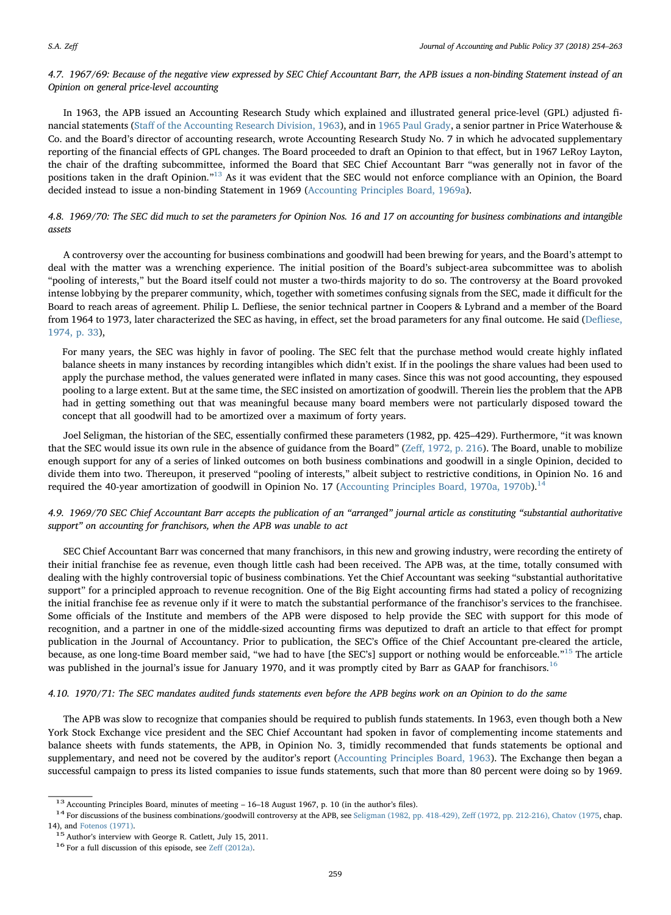### 4.7. 1967/69: Because of the negative view expressed by SEC Chief Accountant Barr, the APB issues a non-binding Statement instead of an Opinion on general price-level accounting

In 1963, the APB issued an Accounting Research Study which explained and illustrated general price-level (GPL) adjusted financial statements (Staff of the Accounting Research Division, 1963), and in 1965 Paul Grady, a senior partner in Price Waterhouse & Co. and the Board's director of accounting research, wrote Accounting Research Study No. 7 in which he advocated supplementary reporting of the financial effects of GPL changes. The Board proceeded to draft an Opinion to that effect, but in 1967 LeRoy Layton, the chair of the drafting subcommittee, informed the Board that SEC Chief Accountant Barr "was generally not in favor of the positions taken in the draft Opinion."[13] As it was evident that the SEC would not enforce compliance with an Opinion, the Board decided instead to issue a non-binding Statement in 1969 (Accounting Principles Board, 1969a).

### 4.8. 1969/70: The SEC did much to set the parameters for Opinion Nos. 16 and 17 on accounting for business combinations and intangible assets

A controversy over the accounting for business combinations and goodwill had been brewing for years, and the Board's attempt to deal with the matter was a wrenching experience. The initial position of the Board's subject-area subcommittee was to abolish "pooling of interests," but the Board itself could not muster a two-thirds majority to do so. The controversy at the Board provoked intense lobbying by the preparer community, which, together with sometimes confusing signals from the SEC, made it difficult for the Board to reach areas of agreement. Philip L. Defliese, the senior technical partner in Coopers & Lybrand and a member of the Board from 1964 to 1973, later characterized the SEC as having, in effect, set the broad parameters for any final outcome. He said (Defliese, 1974, p. 33),

> For many years, the SEC was highly in favor of pooling. The SEC felt that the purchase method would create highly inflated balance sheets in many instances by recording intangibles which didn't exist. If in the poolings the share values had been used to apply the purchase method, the values generated were inflated in many cases. Since this was not good accounting, they espoused pooling to a large extent. But at the same time, the SEC insisted on amortization of goodwill. Therein lies the problem that the APB had in getting something out that was meaningful because many board members were not particularly disposed toward the concept that all goodwill had to be amortized over a maximum of forty years.

Joel Seligman, the historian of the SEC, essentially confirmed these parameters (1982, pp. 425–429). Furthermore, "it was known that the SEC would issue its own rule in the absence of guidance from the Board" (Zeff, 1972, p. 216). The Board, unable to mobilize enough support for any of a series of linked outcomes on both business combinations and goodwill in a single Opinion, decided to divide them into two. Thereupon, it preserved "pooling of interests," albeit subject to restrictive conditions, in Opinion No. 16 and required the 40-year amortization of goodwill in Opinion No. 17 (Accounting Principles Board, 1970a, 1970b).[14]

### 4.9. 1969/70 SEC Chief Accountant Barr accepts the publication of an "arranged" journal article as constituting "substantial authoritative support" on accounting for franchisors, when the APB was unable to act

SEC Chief Accountant Barr was concerned that many franchisors, in this new and growing industry, were recording the entirety of their initial franchise fee as revenue, even though little cash had been received. The APB was, at the time, totally consumed with dealing with the highly controversial topic of business combinations. Yet the Chief Accountant was seeking "substantial authoritative support" for a principled approach to revenue recognition. One of the Big Eight accounting firms had stated a policy of recognizing the initial franchise fee as revenue only if it were to match the substantial performance of the franchisor's services to the franchisee. Some officials of the Institute and members of the APB were disposed to help provide the SEC with support for this mode of recognition, and a partner in one of the middle-sized accounting firms was deputized to draft an article to that effect for prompt publication in the Journal of Accountancy. Prior to publication, the SEC's Office of the Chief Accountant pre-cleared the article, because, as one long-time Board member said, "we had to have [the SEC's] support or nothing would be enforceable."[15] The article was published in the journal's issue for January 1970, and it was promptly cited by Barr as GAAP for franchisors.[16]

### 4.10. 1970/71: The SEC mandates audited funds statements even before the APB begins work on an Opinion to do the same

The APB was slow to recognize that companies should be required to publish funds statements. In 1963, even though both a New York Stock Exchange vice president and the SEC Chief Accountant had spoken in favor of complementing income statements and balance sheets with funds statements, the APB, in Opinion No. 3, timidly recommended that funds statements be optional and supplementary, and need not be covered by the auditor's report (Accounting Principles Board, 1963). The Exchange then began a successful campaign to press its listed companies to issue funds statements, such that more than 80 percent were doing so by 1969.

---

[13] Accounting Principles Board, minutes of meeting – 16–18 August 1967, p. 10 (in the author's files).

[14] For discussions of the business combinations/goodwill controversy at the APB, see Seligman (1982, pp. 418-429), Zeff (1972, pp. 212-216), Chatov (1975, chap. 14), and Fotenos (1971).

[15] Author's interview with George R. Catlett, July 15, 2011.

[16] For a full discussion of this episode, see Zeff (2012a).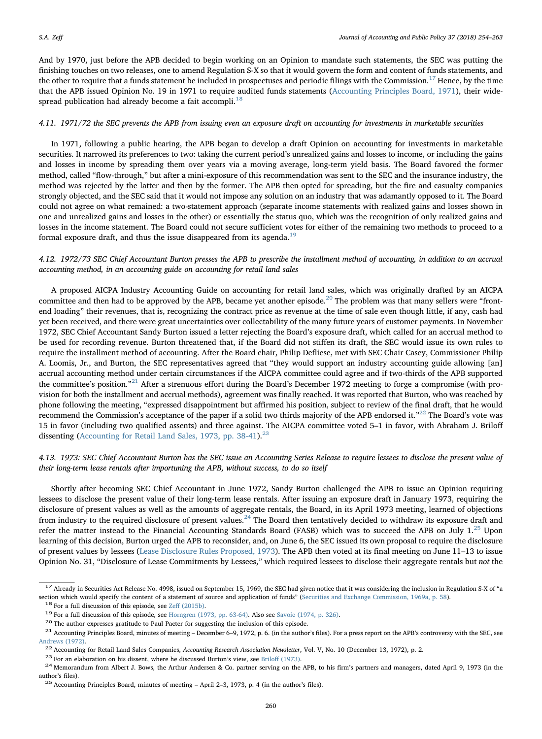And by 1970, just before the APB decided to begin working on an Opinion to mandate such statements, the SEC was putting the finishing touches on two releases, one to amend Regulation S-X so that it would govern the form and content of funds statements, and the other to require that a funds statement be included in prospectuses and periodic filings with the Commission.[17] Hence, by the time that the APB issued Opinion No. 19 in 1971 to require audited funds statements (Accounting Principles Board, 1971), their widespread publication had already become a fait accompli.[18]

### 4.11. 1971/72 the SEC prevents the APB from issuing even an exposure draft on accounting for investments in marketable securities

In 1971, following a public hearing, the APB began to develop a draft Opinion on accounting for investments in marketable securities. It narrowed its preferences to two: taking the current period's unrealized gains and losses to income, or including the gains and losses in income by spreading them over years via a moving average, long-term yield basis. The Board favored the former method, called "flow-through," but after a mini-exposure of this recommendation was sent to the SEC and the insurance industry, the method was rejected by the latter and then by the former. The APB then opted for spreading, but the fire and casualty companies strongly objected, and the SEC said that it would not impose any solution on an industry that was adamantly opposed to it. The Board could not agree on what remained: a two-statement approach (separate income statements with realized gains and losses shown in one and unrealized gains and losses in the other) or essentially the status quo, which was the recognition of only realized gains and losses in the income statement. The Board could not secure sufficient votes for either of the remaining two methods to proceed to a formal exposure draft, and thus the issue disappeared from its agenda.[19]

### 4.12. 1972/73 SEC Chief Accountant Burton presses the APB to prescribe the installment method of accounting, in addition to an accrual accounting method, in an accounting guide on accounting for retail land sales

A proposed AICPA Industry Accounting Guide on accounting for retail land sales, which was originally drafted by an AICPA committee and then had to be approved by the APB, became yet another episode.[20] The problem was that many sellers were "front-end loading" their revenues, that is, recognizing the contract price as revenue at the time of sale even though little, if any, cash had yet been received, and there were great uncertainties over collectability of the many future years of customer payments. In November 1972, SEC Chief Accountant Sandy Burton issued a letter rejecting the Board's exposure draft, which called for an accrual method to be used for recording revenue. Burton threatened that, if the Board did not stiffen its draft, the SEC would issue its own rules to require the installment method of accounting. After the Board chair, Philip Defliese, met with SEC Chair Casey, Commissioner Philip A. Loomis, Jr., and Burton, the SEC representatives agreed that "they would support an industry accounting guide allowing [an] accrual accounting method under certain circumstances if the AICPA committee could agree and if two-thirds of the APB supported the committee's position."[21] After a strenuous effort during the Board's December 1972 meeting to forge a compromise (with provision for both the installment and accrual methods), agreement was finally reached. It was reported that Burton, who was reached by phone following the meeting, "expressed disappointment but affirmed his position, subject to review of the final draft, that he would recommend the Commission's acceptance of the paper if a solid two thirds majority of the APB endorsed it."[22] The Board's vote was 15 in favor (including two qualified assents) and three against. The AICPA committee voted 5–1 in favor, with Abraham J. Briloff dissenting (Accounting for Retail Land Sales, 1973, pp. 38-41).[23]

### 4.13. 1973: SEC Chief Accountant Burton has the SEC issue an Accounting Series Release to require lessees to disclose the present value of their long-term lease rentals after importuning the APB, without success, to do so itself

Shortly after becoming SEC Chief Accountant in June 1972, Sandy Burton challenged the APB to issue an Opinion requiring lessees to disclose the present value of their long-term lease rentals. After issuing an exposure draft in January 1973, requiring the disclosure of present values as well as the amounts of aggregate rentals, the Board, in its April 1973 meeting, learned of objections from industry to the required disclosure of present values.[24] The Board then tentatively decided to withdraw its exposure draft and refer the matter instead to the Financial Accounting Standards Board (FASB) which was to succeed the APB on July 1.[25] Upon learning of this decision, Burton urged the APB to reconsider, and, on June 6, the SEC issued its own proposal to require the disclosure of present values by lessees (Lease Disclosure Rules Proposed, 1973). The APB then voted at its final meeting on June 11–13 to issue Opinion No. 31, "Disclosure of Lease Commitments by Lessees," which required lessees to disclose their aggregate rentals but *not* the

---

[17] Already in Securities Act Release No. 4998, issued on September 15, 1969, the SEC had given notice that it was considering the inclusion in Regulation S-X of "a section which would specify the content of a statement of source and application of funds" (Securities and Exchange Commission, 1969a, p. 58).

[18] For a full discussion of this episode, see Zeff (2015b).

[19] For a full discussion of this episode, see Horngren (1973, pp. 63-64). Also see Savoie (1974, p. 326).

[20] The author expresses gratitude to Paul Pacter for suggesting the inclusion of this episode.

[21] Accounting Principles Board, minutes of meeting – December 6–9, 1972, p. 6. (in the author's files). For a press report on the APB's controversy with the SEC, see Andrews (1972).

[22] Accounting for Retail Land Sales Companies, *Accounting Research Association Newsletter*, Vol. V, No. 10 (December 13, 1972), p. 2.

[23] For an elaboration on his dissent, where he discussed Burton's view, see Briloff (1973).

[24] Memorandum from Albert J. Bows, the Arthur Andersen & Co. partner serving on the APB, to his firm's partners and managers, dated April 9, 1973 (in the author's files).

[25] Accounting Principles Board, minutes of meeting – April 2–3, 1973, p. 4 (in the author's files).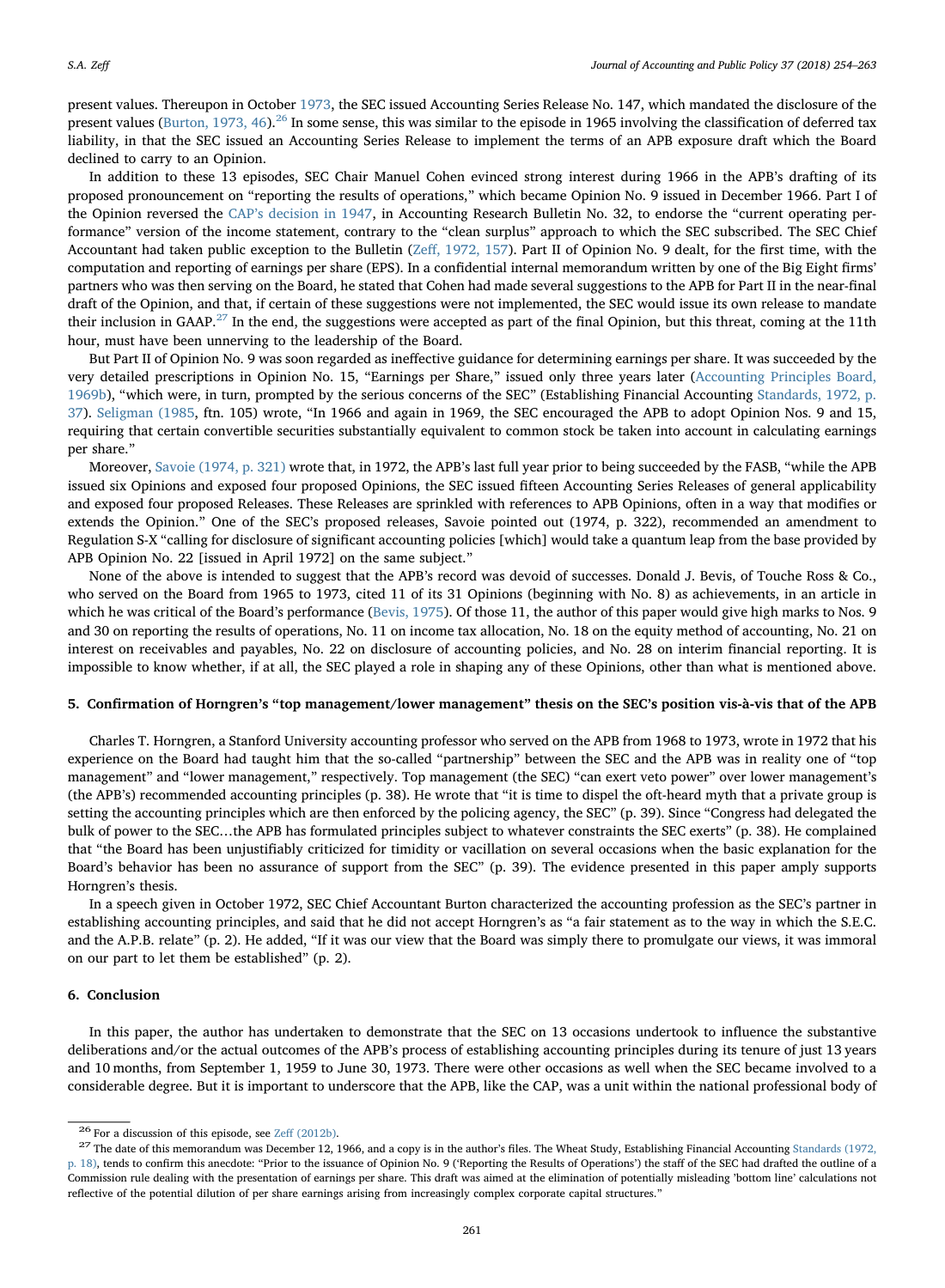present values. Thereupon in October 1973, the SEC issued Accounting Series Release No. 147, which mandated the disclosure of the present values (Burton, 1973, 46).[26] In some sense, this was similar to the episode in 1965 involving the classification of deferred tax liability, in that the SEC issued an Accounting Series Release to implement the terms of an APB exposure draft which the Board declined to carry to an Opinion.

In addition to these 13 episodes, SEC Chair Manuel Cohen evinced strong interest during 1966 in the APB's drafting of its proposed pronouncement on "reporting the results of operations," which became Opinion No. 9 issued in December 1966. Part I of the Opinion reversed the CAP's decision in 1947, in Accounting Research Bulletin No. 32, to endorse the "current operating performance" version of the income statement, contrary to the "clean surplus" approach to which the SEC subscribed. The SEC Chief Accountant had taken public exception to the Bulletin (Zeff, 1972, 157). Part II of Opinion No. 9 dealt, for the first time, with the computation and reporting of earnings per share (EPS). In a confidential internal memorandum written by one of the Big Eight firms' partners who was then serving on the Board, he stated that Cohen had made several suggestions to the APB for Part II in the near-final draft of the Opinion, and that, if certain of these suggestions were not implemented, the SEC would issue its own release to mandate their inclusion in GAAP.[27] In the end, the suggestions were accepted as part of the final Opinion, but this threat, coming at the 11th hour, must have been unnerving to the leadership of the Board.

But Part II of Opinion No. 9 was soon regarded as ineffective guidance for determining earnings per share. It was succeeded by the very detailed prescriptions in Opinion No. 15, "Earnings per Share," issued only three years later (Accounting Principles Board, 1969b), "which were, in turn, prompted by the serious concerns of the SEC" (Establishing Financial Accounting Standards, 1972, p. 37). Seligman (1985, ftn. 105) wrote, "In 1966 and again in 1969, the SEC encouraged the APB to adopt Opinion Nos. 9 and 15, requiring that certain convertible securities substantially equivalent to common stock be taken into account in calculating earnings per share."

Moreover, Savoie (1974, p. 321) wrote that, in 1972, the APB's last full year prior to being succeeded by the FASB, "while the APB issued six Opinions and exposed four proposed Opinions, the SEC issued fifteen Accounting Series Releases of general applicability and exposed four proposed Releases. These Releases are sprinkled with references to APB Opinions, often in a way that modifies or extends the Opinion." One of the SEC's proposed releases, Savoie pointed out (1974, p. 322), recommended an amendment to Regulation S-X "calling for disclosure of significant accounting policies [which] would take a quantum leap from the base provided by APB Opinion No. 22 [issued in April 1972] on the same subject."

None of the above is intended to suggest that the APB's record was devoid of successes. Donald J. Bevis, of Touche Ross & Co., who served on the Board from 1965 to 1973, cited 11 of its 31 Opinions (beginning with No. 8) as achievements, in an article in which he was critical of the Board's performance (Bevis, 1975). Of those 11, the author of this paper would give high marks to Nos. 9 and 30 on reporting the results of operations, No. 11 on income tax allocation, No. 18 on the equity method of accounting, No. 21 on interest on receivables and payables, No. 22 on disclosure of accounting policies, and No. 28 on interim financial reporting. It is impossible to know whether, if at all, the SEC played a role in shaping any of these Opinions, other than what is mentioned above.

## 5. Confirmation of Horngren's "top management/lower management" thesis on the SEC's position vis-à-vis that of the APB

Charles T. Horngren, a Stanford University accounting professor who served on the APB from 1968 to 1973, wrote in 1972 that his experience on the Board had taught him that the so-called "partnership" between the SEC and the APB was in reality one of "top management" and "lower management," respectively. Top management (the SEC) "can exert veto power" over lower management's (the APB's) recommended accounting principles (p. 38). He wrote that "it is time to dispel the oft-heard myth that a private group is setting the accounting principles which are then enforced by the policing agency, the SEC" (p. 39). Since "Congress had delegated the bulk of power to the SEC…the APB has formulated principles subject to whatever constraints the SEC exerts" (p. 38). He complained that "the Board has been unjustifiably criticized for timidity or vacillation on several occasions when the basic explanation for the Board's behavior has been no assurance of support from the SEC" (p. 39). The evidence presented in this paper amply supports Horngren's thesis.

In a speech given in October 1972, SEC Chief Accountant Burton characterized the accounting profession as the SEC's partner in establishing accounting principles, and said that he did not accept Horngren's as "a fair statement as to the way in which the S.E.C. and the A.P.B. relate" (p. 2). He added, "If it was our view that the Board was simply there to promulgate our views, it was immoral on our part to let them be established" (p. 2).

## 6. Conclusion

In this paper, the author has undertaken to demonstrate that the SEC on 13 occasions undertook to influence the substantive deliberations and/or the actual outcomes of the APB's process of establishing accounting principles during its tenure of just 13 years and 10 months, from September 1, 1959 to June 30, 1973. There were other occasions as well when the SEC became involved to a considerable degree. But it is important to underscore that the APB, like the CAP, was a unit within the national professional body of

---

[26] For a discussion of this episode, see Zeff (2012b).

[27] The date of this memorandum was December 12, 1966, and a copy is in the author's files. The Wheat Study, Establishing Financial Accounting Standards (1972, p. 18), tends to confirm this anecdote: "Prior to the issuance of Opinion No. 9 ('Reporting the Results of Operations') the staff of the SEC had drafted the outline of a Commission rule dealing with the presentation of earnings per share. This draft was aimed at the elimination of potentially misleading 'bottom line' calculations not reflective of the potential dilution of per share earnings arising from increasingly complex corporate capital structures."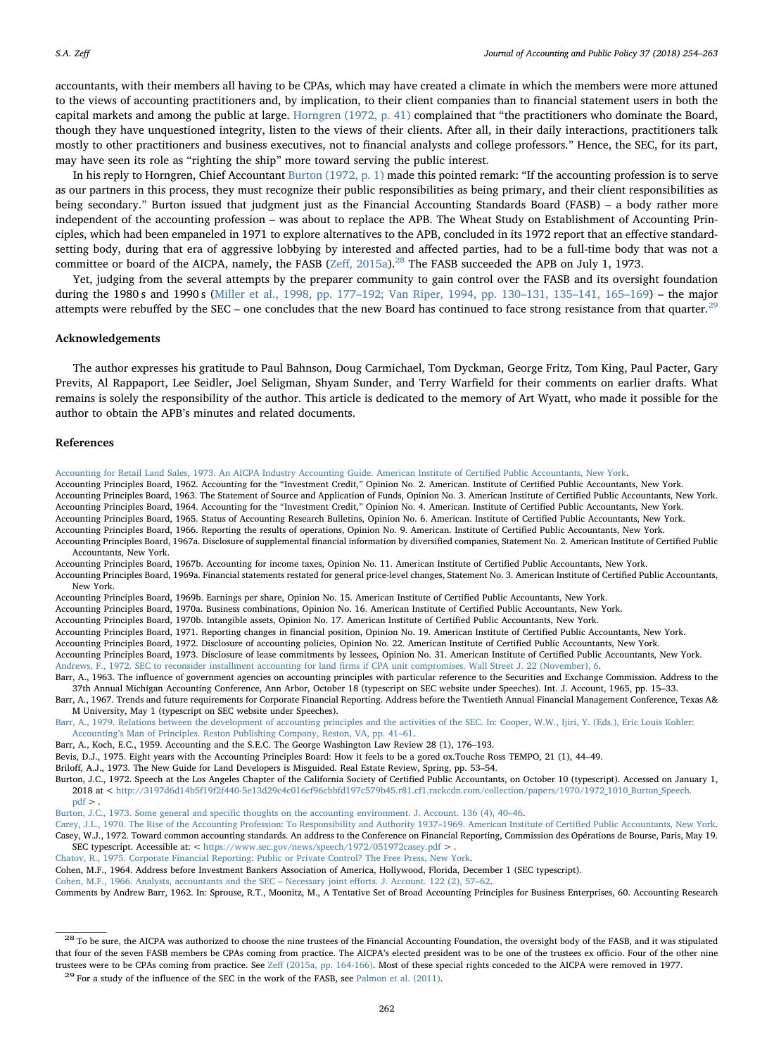accountants, with their members all having to be CPAs, which may have created a climate in which the members were more attuned to the views of accounting practitioners and, by implication, to their client companies than to financial statement users in both the capital markets and among the public at large. Horngren (1972, p. 41) complained that "the practitioners who dominate the Board, though they have unquestioned integrity, listen to the views of their clients. After all, in their daily interactions, practitioners talk mostly to other practitioners and business executives, not to financial analysts and college professors." Hence, the SEC, for its part, may have seen its role as "righting the ship" more toward serving the public interest.

In his reply to Horngren, Chief Accountant Burton (1972, p. 1) made this pointed remark: "If the accounting profession is to serve as our partners in this process, they must recognize their public responsibilities as being primary, and their client responsibilities as being secondary." Burton issued that judgment just as the Financial Accounting Standards Board (FASB) – a body rather more independent of the accounting profession – was about to replace the APB. The Wheat Study on Establishment of Accounting Principles, which had been empaneled in 1971 to explore alternatives to the APB, concluded in its 1972 report that an effective standard-setting body, during that era of aggressive lobbying by interested and affected parties, had to be a full-time body that was not a committee or board of the AICPA, namely, the FASB (Zeff, 2015a).[28] The FASB succeeded the APB on July 1, 1973.

Yet, judging from the several attempts by the preparer community to gain control over the FASB and its oversight foundation during the 1980 s and 1990 s (Miller et al., 1998, pp. 177–192; Van Riper, 1994, pp. 130–131, 135–141, 165–169) – the major attempts were rebuffed by the SEC – one concludes that the new Board has continued to face strong resistance from that quarter.[29]

## Acknowledgements

The author expresses his gratitude to Paul Bahnson, Doug Carmichael, Tom Dyckman, George Fritz, Tom King, Paul Pacter, Gary Previts, Al Rappaport, Lee Seidler, Joel Seligman, Shyam Sunder, and Terry Warfield for their comments on earlier drafts. What remains is solely the responsibility of the author. This article is dedicated to the memory of Art Wyatt, who made it possible for the author to obtain the APB's minutes and related documents.

## References

Accounting for Retail Land Sales, 1973. An AICPA Industry Accounting Guide. American Institute of Certified Public Accountants, New York.

Accounting Principles Board, 1962. Accounting for the "Investment Credit," Opinion No. 2. American. Institute of Certified Public Accountants, New York.

Accounting Principles Board, 1963. The Statement of Source and Application of Funds, Opinion No. 3. American Institute of Certified Public Accountants, New York.

Accounting Principles Board, 1964. Accounting for the "Investment Credit," Opinion No. 4. American. Institute of Certified Public Accountants, New York.

Accounting Principles Board, 1965. Status of Accounting Research Bulletins, Opinion No. 6. American. Institute of Certified Public Accountants, New York.

Accounting Principles Board, 1966. Reporting the results of operations, Opinion No. 9. American. Institute of Certified Public Accountants, New York.

Accounting Principles Board, 1967a. Disclosure of supplemental financial information by diversified companies, Statement No. 2. American Institute of Certified Public Accountants, New York.

Accounting Principles Board, 1967b. Accounting for income taxes, Opinion No. 11. American Institute of Certified Public Accountants, New York.

Accounting Principles Board, 1969a. Financial statements restated for general price-level changes, Statement No. 3. American Institute of Certified Public Accountants, New York.

Accounting Principles Board, 1969b. Earnings per share, Opinion No. 15. American Institute of Certified Public Accountants, New York.

Accounting Principles Board, 1970a. Business combinations, Opinion No. 16. American Institute of Certified Public Accountants, New York.

Accounting Principles Board, 1970b. Intangible assets, Opinion No. 17. American Institute of Certified Public Accountants, New York.

Accounting Principles Board, 1971. Reporting changes in financial position, Opinion No. 19. American Institute of Certified Public Accountants, New York.

Accounting Principles Board, 1972. Disclosure of accounting policies, Opinion No. 22. American Institute of Certified Public Accountants, New York.

Accounting Principles Board, 1973. Disclosure of lease commitments by lessees, Opinion No. 31. American Institute of Certified Public Accountants, New York.

Andrews, F., 1972. SEC to reconsider installment accounting for land firms if CPA unit compromises. Wall Street J. 22 (November), 6.

Barr, A., 1963. The influence of government agencies on accounting principles with particular reference to the Securities and Exchange Commission. Address to the 37th Annual Michigan Accounting Conference, Ann Arbor, October 18 (typescript on SEC website under Speeches). Int. J. Account, 1965, pp. 15–33.

Barr, A., 1967. Trends and future requirements for Corporate Financial Reporting. Address before the Twentieth Annual Financial Management Conference, Texas A& M University, May 1 (typescript on SEC website under Speeches).

Barr, A., 1979. Relations between the development of accounting principles and the activities of the SEC. In: Cooper, W.W., Ijiri, Y. (Eds.), Eric Louis Kohler: Accounting's Man of Principles. Reston Publishing Company, Reston, VA, pp. 41–61.

Barr, A., Koch, E.C., 1959. Accounting and the S.E.C. The George Washington Law Review 28 (1), 176–193.

Bevis, D.J., 1975. Eight years with the Accounting Principles Board: How it feels to be a gored ox.Touche Ross TEMPO, 21 (1), 44–49.

Briloff, A.J., 1973. The New Guide for Land Developers is Misguided. Real Estate Review, Spring, pp. 53–54.

Burton, J.C., 1972. Speech at the Los Angeles Chapter of the California Society of Certified Public Accountants, on October 10 (typescript). Accessed on January 1, 2018 at < http://3197d6d14b5f19f2f440-5e13d29c4c016cf96cbbfd197c579b45.r81.cf1.rackcdn.com/collection/papers/1970/1972_1010_Burton_Speech.pdf > .

Burton, J.C., 1973. Some general and specific thoughts on the accounting environment. J. Account. 136 (4), 40–46.

Carey, J.L., 1970. The Rise of the Accounting Profession: To Responsibility and Authority 1937–1969. American Institute of Certified Public Accountants, New York.

Casey, W.J., 1972. Toward common accounting standards. An address to the Conference on Financial Reporting, Commission des Opérations de Bourse, Paris, May 19. SEC typescript. Accessible at: < https://www.sec.gov/news/speech/1972/051972casey.pdf > .

Chatov, R., 1975. Corporate Financial Reporting: Public or Private Control? The Free Press, New York.

Cohen, M.F., 1964. Address before Investment Bankers Association of America, Hollywood, Florida, December 1 (SEC typescript).

Cohen, M.F., 1966. Analysts, accountants and the SEC – Necessary joint efforts. J. Account. 122 (2), 57–62.

Comments by Andrew Barr, 1962. In: Sprouse, R.T., Moonitz, M., A Tentative Set of Broad Accounting Principles for Business Enterprises, 60. Accounting Research

---

[28] To be sure, the AICPA was authorized to choose the nine trustees of the Financial Accounting Foundation, the oversight body of the FASB, and it was stipulated that four of the seven FASB members be CPAs coming from practice. The AICPA's elected president was to be one of the trustees ex officio. Four of the other nine trustees were to be CPAs coming from practice. See Zeff (2015a, pp. 164-166). Most of these special rights conceded to the AICPA were removed in 1977.

[29] For a study of the influence of the SEC in the work of the FASB, see Palmon et al. (2011).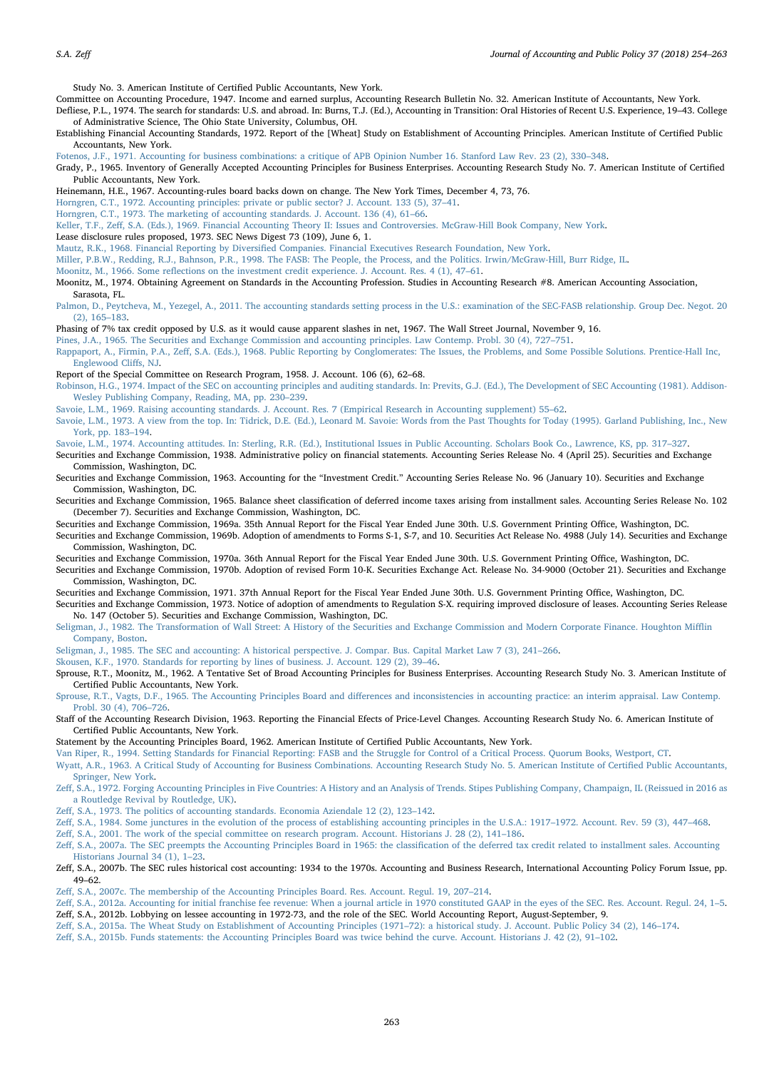Study No. 3. American Institute of Certified Public Accountants, New York.

Committee on Accounting Procedure, 1947. Income and earned surplus, Accounting Research Bulletin No. 32. American Institute of Accountants, New York.

Defliese, P.L., 1974. The search for standards: U.S. and abroad. In: Burns, T.J. (Ed.), Accounting in Transition: Oral Histories of Recent U.S. Experience, 19–43. College of Administrative Science, The Ohio State University, Columbus, OH.

Establishing Financial Accounting Standards, 1972. Report of the [Wheat] Study on Establishment of Accounting Principles. American Institute of Certified Public Accountants, New York.

Fotenos, J.F., 1971. Accounting for business combinations: a critique of APB Opinion Number 16. Stanford Law Rev. 23 (2), 330–348.

Grady, P., 1965. Inventory of Generally Accepted Accounting Principles for Business Enterprises. Accounting Research Study No. 7. American Institute of Certified Public Accountants, New York.

Heinemann, H.E., 1967. Accounting-rules board backs down on change. The New York Times, December 4, 73, 76.

Horngren, C.T., 1972. Accounting principles: private or public sector? J. Account. 133 (5), 37–41.

Horngren, C.T., 1973. The marketing of accounting standards. J. Account. 136 (4), 61–66.

Keller, T.F., Zeff, S.A. (Eds.), 1969. Financial Accounting Theory II: Issues and Controversies. McGraw-Hill Book Company, New York.

Lease disclosure rules proposed, 1973. SEC News Digest 73 (109), June 6, 1.

Mautz, R.K., 1968. Financial Reporting by Diversified Companies. Financial Executives Research Foundation, New York.

Miller, P.B.W., Redding, R.J., Bahnson, P.R., 1998. The FASB: The People, the Process, and the Politics. Irwin/McGraw-Hill, Burr Ridge, IL.

Moonitz, M., 1966. Some reflections on the investment credit experience. J. Account. Res. 4 (1), 47–61.

Moonitz, M., 1974. Obtaining Agreement on Standards in the Accounting Profession. Studies in Accounting Research #8. American Accounting Association, Sarasota, FL.

Palmon, D., Peytcheva, M., Yezegel, A., 2011. The accounting standards setting process in the U.S.: examination of the SEC-FASB relationship. Group Dec. Negot. 20 (2), 165–183.

Phasing of 7% tax credit opposed by U.S. as it would cause apparent slashes in net, 1967. The Wall Street Journal, November 9, 16.

Pines, J.A., 1965. The Securities and Exchange Commission and accounting principles. Law Contemp. Probl. 30 (4), 727–751.

Rappaport, A., Firmin, P.A., Zeff, S.A. (Eds.), 1968. Public Reporting by Conglomerates: The Issues, the Problems, and Some Possible Solutions. Prentice-Hall Inc, Englewood Cliffs, NJ.

Report of the Special Committee on Research Program, 1958. J. Account. 106 (6), 62–68.

Robinson, H.G., 1974. Impact of the SEC on accounting principles and auditing standards. In: Previts, G.J. (Ed.), The Development of SEC Accounting (1981). Addison-Wesley Publishing Company, Reading, MA, pp. 230–239.

Savoie, L.M., 1969. Raising accounting standards. J. Account. Res. 7 (Empirical Research in Accounting supplement) 55–62.

Savoie, L.M., 1973. A view from the top. In: Tidrick, D.E. (Ed.), Leonard M. Savoie: Words from the Past Thoughts for Today (1995). Garland Publishing, Inc., New York, pp. 183–194.

Savoie, L.M., 1974. Accounting attitudes. In: Sterling, R.R. (Ed.), Institutional Issues in Public Accounting. Scholars Book Co., Lawrence, KS, pp. 317–327.

Securities and Exchange Commission, 1938. Administrative policy on financial statements. Accounting Series Release No. 4 (April 25). Securities and Exchange Commission, Washington, DC.

Securities and Exchange Commission, 1963. Accounting for the "Investment Credit." Accounting Series Release No. 96 (January 10). Securities and Exchange Commission, Washington, DC.

Securities and Exchange Commission, 1965. Balance sheet classification of deferred income taxes arising from installment sales. Accounting Series Release No. 102 (December 7). Securities and Exchange Commission, Washington, DC.

Securities and Exchange Commission, 1969a. 35th Annual Report for the Fiscal Year Ended June 30th. U.S. Government Printing Office, Washington, DC.

Securities and Exchange Commission, 1969b. Adoption of amendments to Forms S-1, S-7, and 10. Securities Act Release No. 4988 (July 14). Securities and Exchange Commission, Washington, DC.

Securities and Exchange Commission, 1970a. 36th Annual Report for the Fiscal Year Ended June 30th. U.S. Government Printing Office, Washington, DC.

Securities and Exchange Commission, 1970b. Adoption of revised Form 10-K. Securities Exchange Act. Release No. 34-9000 (October 21). Securities and Exchange Commission, Washington, DC.

Securities and Exchange Commission, 1971. 37th Annual Report for the Fiscal Year Ended June 30th. U.S. Government Printing Office, Washington, DC.

Securities and Exchange Commission, 1973. Notice of adoption of amendments to Regulation S-X. requiring improved disclosure of leases. Accounting Series Release No. 147 (October 5). Securities and Exchange Commission, Washington, DC.

Seligman, J., 1982. The Transformation of Wall Street: A History of the Securities and Exchange Commission and Modern Corporate Finance. Houghton Mifflin Company, Boston.

Seligman, J., 1985. The SEC and accounting: A historical perspective. J. Compar. Bus. Capital Market Law 7 (3), 241–266.

Skousen, K.F., 1970. Standards for reporting by lines of business. J. Account. 129 (2), 39–46.

Sprouse, R.T., Moonitz, M., 1962. A Tentative Set of Broad Accounting Principles for Business Enterprises. Accounting Research Study No. 3. American Institute of Certified Public Accountants, New York.

Sprouse, R.T., Vagts, D.F., 1965. The Accounting Principles Board and differences and inconsistencies in accounting practice: an interim appraisal. Law Contemp. Probl. 30 (4), 706–726.

Staff of the Accounting Research Division, 1963. Reporting the Financial Effects of Price-Level Changes. Accounting Research Study No. 6. American Institute of Certified Public Accountants, New York.

Statement by the Accounting Principles Board, 1962. American Institute of Certified Public Accountants, New York.

Van Riper, R., 1994. Setting Standards for Financial Reporting: FASB and the Struggle for Control of a Critical Process. Quorum Books, Westport, CT.

Wyatt, A.R., 1963. A Critical Study of Accounting for Business Combinations. Accounting Research Study No. 5. American Institute of Certified Public Accountants, Springer, New York.

Zeff, S.A., 1972. Forging Accounting Principles in Five Countries: A History and an Analysis of Trends. Stipes Publishing Company, Champaign, IL (Reissued in 2016 as a Routledge Revival by Routledge, UK).

Zeff, S.A., 1973. The politics of accounting standards. Economia Aziendale 12 (2), 123–142.

Zeff, S.A., 1984. Some junctures in the evolution of the process of establishing accounting principles in the U.S.A.: 1917–1972. Account. Rev. 59 (3), 447–468.

Zeff, S.A., 2001. The work of the special committee on research program. Account. Historians J. 28 (2), 141–186.

Zeff, S.A., 2007a. The SEC preempts the Accounting Principles Board in 1965: the classification of the deferred tax credit related to installment sales. Accounting Historians Journal 34 (1), 1–23.

Zeff, S.A., 2007b. The SEC rules historical cost accounting: 1934 to the 1970s. Accounting and Business Research, International Accounting Policy Forum Issue, pp. 49–62.

Zeff, S.A., 2007c. The membership of the Accounting Principles Board. Res. Account. Regul. 19, 207–214.

Zeff, S.A., 2012a. Accounting for initial franchise fee revenue: When a journal article in 1970 constituted GAAP in the eyes of the SEC. Res. Account. Regul. 24, 1–5.

Zeff, S.A., 2012b. Lobbying on lessee accounting in 1972-73, and the role of the SEC. World Accounting Report, August-September, 9.

Zeff, S.A., 2015a. The Wheat Study on Establishment of Accounting Principles (1971–72): a historical study. J. Account. Public Policy 34 (2), 146–174.

Zeff, S.A., 2015b. Funds statements: the Accounting Principles Board was twice behind the curve. Account. Historians J. 42 (2), 91–102.